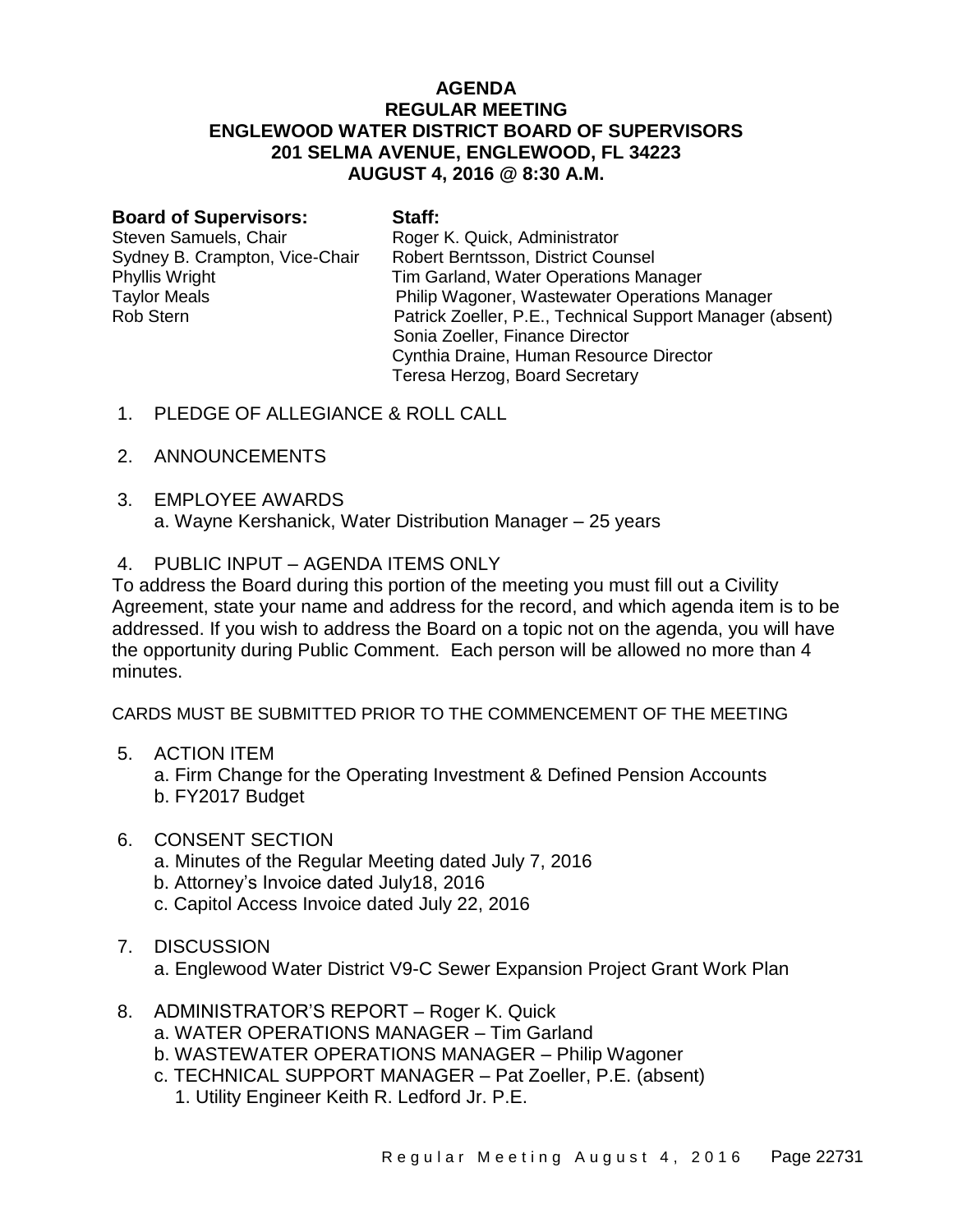# AGENDA
## REGULAR MEETING
## ENGLEWOOD WATER DISTRICT BOARD OF SUPERVISORS
## 201 SELMA AVENUE, ENGLEWOOD, FL 34223
## AUGUST 4, 2016 @ 8:30 A.M.

| **Board of Supervisors:** | **Staff:** |
|---|---|
| Steven Samuels, Chair | Roger K. Quick, Administrator |
| Sydney B. Crampton, Vice-Chair | Robert Berntsson, District Counsel |
| Phyllis Wright | Tim Garland, Water Operations Manager |
| Taylor Meals | Philip Wagoner, Wastewater Operations Manager |
| Rob Stern | Patrick Zoeller, P.E., Technical Support Manager (absent) |
| | Sonia Zoeller, Finance Director |
| | Cynthia Draine, Human Resource Director |
| | Teresa Herzog, Board Secretary |

1. PLEDGE OF ALLEGIANCE & ROLL CALL

2. ANNOUNCEMENTS

3. EMPLOYEE AWARDS
   a. Wayne Kershanick, Water Distribution Manager – 25 years

4. PUBLIC INPUT – AGENDA ITEMS ONLY

To address the Board during this portion of the meeting you must fill out a Civility Agreement, state your name and address for the record, and which agenda item is to be addressed. If you wish to address the Board on a topic not on the agenda, you will have the opportunity during Public Comment. Each person will be allowed no more than 4 minutes.

CARDS MUST BE SUBMITTED PRIOR TO THE COMMENCEMENT OF THE MEETING

5. ACTION ITEM
   a. Firm Change for the Operating Investment & Defined Pension Accounts
   b. FY2017 Budget

6. CONSENT SECTION
   a. Minutes of the Regular Meeting dated July 7, 2016
   b. Attorney's Invoice dated July18, 2016
   c. Capitol Access Invoice dated July 22, 2016

7. DISCUSSION
   a. Englewood Water District V9-C Sewer Expansion Project Grant Work Plan

8. ADMINISTRATOR'S REPORT – Roger K. Quick
   a. WATER OPERATIONS MANAGER – Tim Garland
   b. WASTEWATER OPERATIONS MANAGER – Philip Wagoner
   c. TECHNICAL SUPPORT MANAGER – Pat Zoeller, P.E. (absent)
      1. Utility Engineer Keith R. Ledford Jr. P.E.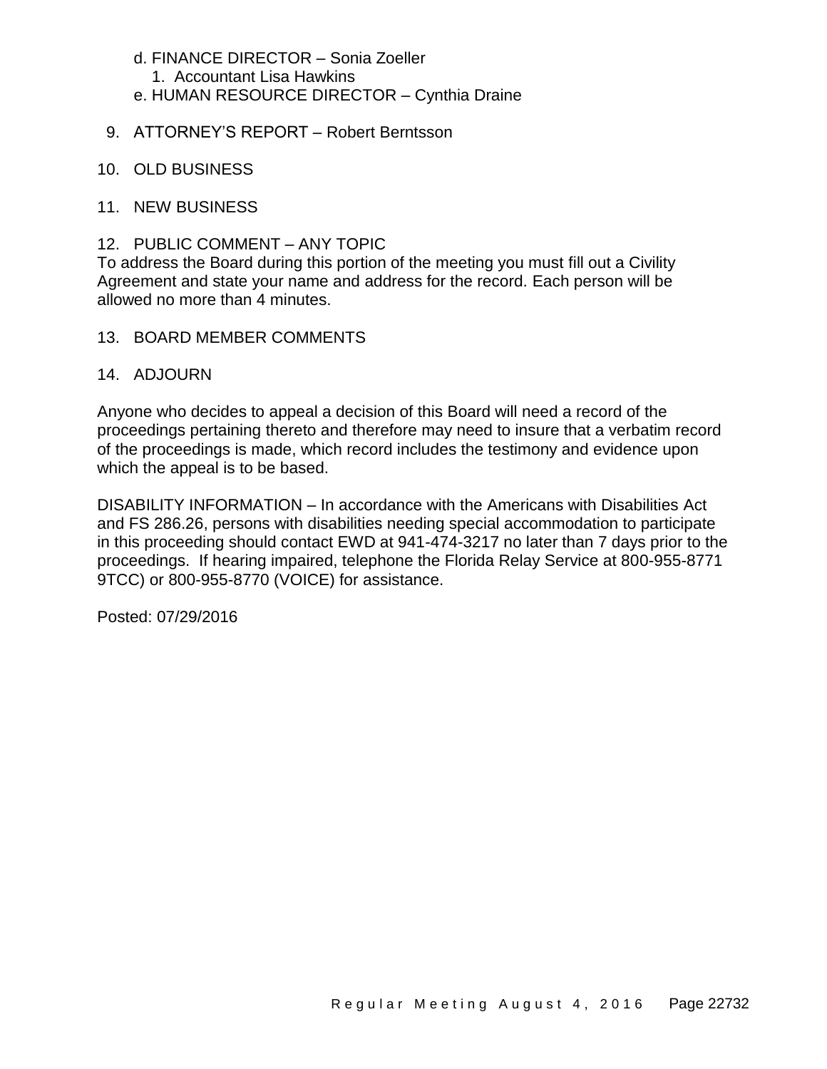d. FINANCE DIRECTOR – Sonia Zoeller
      1. Accountant Lisa Hawkins
   e. HUMAN RESOURCE DIRECTOR – Cynthia Draine

9. ATTORNEY'S REPORT – Robert Berntsson

10. OLD BUSINESS

11. NEW BUSINESS

12. PUBLIC COMMENT – ANY TOPIC

To address the Board during this portion of the meeting you must fill out a Civility Agreement and state your name and address for the record. Each person will be allowed no more than 4 minutes.

13. BOARD MEMBER COMMENTS

14. ADJOURN

Anyone who decides to appeal a decision of this Board will need a record of the proceedings pertaining thereto and therefore may need to insure that a verbatim record of the proceedings is made, which record includes the testimony and evidence upon which the appeal is to be based.

DISABILITY INFORMATION – In accordance with the Americans with Disabilities Act and FS 286.26, persons with disabilities needing special accommodation to participate in this proceeding should contact EWD at 941-474-3217 no later than 7 days prior to the proceedings. If hearing impaired, telephone the Florida Relay Service at 800-955-8771 9TCC) or 800-955-8770 (VOICE) for assistance.

Posted: 07/29/2016